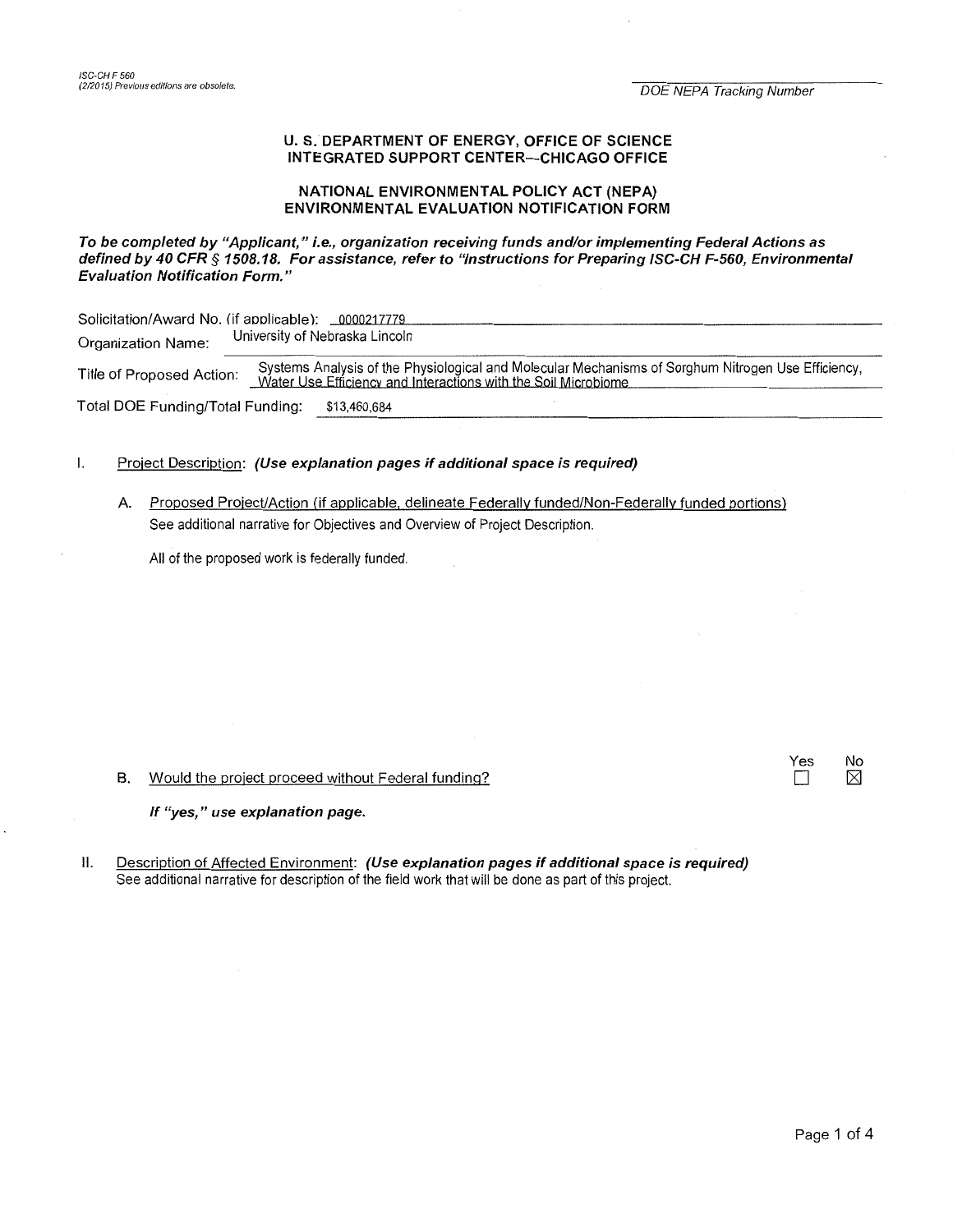ISC-CH F 560
(2/2015) Previous editions are obsolete.

DOE NEPA Tracking Number

## U. S. DEPARTMENT OF ENERGY, OFFICE OF SCIENCE
## INTEGRATED SUPPORT CENTER—CHICAGO OFFICE

## NATIONAL ENVIRONMENTAL POLICY ACT (NEPA)
## ENVIRONMENTAL EVALUATION NOTIFICATION FORM

***To be completed by "Applicant," i.e., organization receiving funds and/or implementing Federal Actions as defined by 40 CFR § 1508.18. For assistance, refer to "Instructions for Preparing ISC-CH F-560, Environmental Evaluation Notification Form."***

Solicitation/Award No. (if applicable): 0000217779

Organization Name: University of Nebraska Lincoln

Title of Proposed Action: Systems Analysis of the Physiological and Molecular Mechanisms of Sorghum Nitrogen Use Efficiency, Water Use Efficiency and Interactions with the Soil Microbiome

Total DOE Funding/Total Funding: $13,460,684

I. Project Description: ***(Use explanation pages if additional space is required)***

A. Proposed Project/Action (if applicable, delineate Federally funded/Non-Federally funded portions)

See additional narrative for Objectives and Overview of Project Description.

All of the proposed work is federally funded.

B. Would the project proceed without Federal funding?

| Yes | No |
|---|---|
| ☐ | ☒ |

***If "yes," use explanation page.***

II. Description of Affected Environment: ***(Use explanation pages if additional space is required)***

See additional narrative for description of the field work that will be done as part of this project.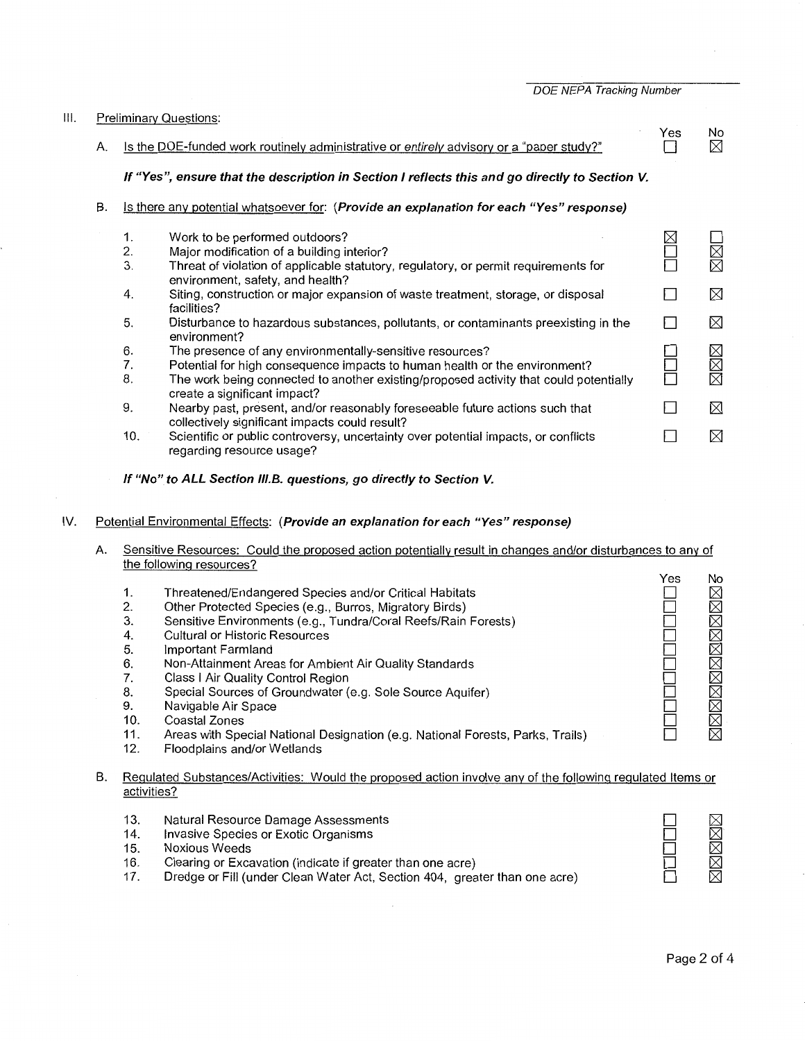DOE NEPA Tracking Number

III. Preliminary Questions:

| | Yes | No |
|---|---|---|
| A. Is the DOE-funded work routinely administrative or *entirely* advisory or a "paper study?" | ☐ | ☒ |

***If "Yes", ensure that the description in Section I reflects this and go directly to Section V.***

B. Is there any potential whatsoever for: ***(Provide an explanation for each "Yes" response)***

| | | Yes | No |
|---|---|---|---|
| 1. | Work to be performed outdoors? | ☒ | ☐ |
| 2. | Major modification of a building interior? | ☐ | ☒ |
| 3. | Threat of violation of applicable statutory, regulatory, or permit requirements for environment, safety, and health? | ☐ | ☒ |
| 4. | Siting, construction or major expansion of waste treatment, storage, or disposal facilities? | ☐ | ☒ |
| 5. | Disturbance to hazardous substances, pollutants, or contaminants preexisting in the environment? | ☐ | ☒ |
| 6. | The presence of any environmentally-sensitive resources? | ☐ | ☒ |
| 7. | Potential for high consequence impacts to human health or the environment? | ☐ | ☒ |
| 8. | The work being connected to another existing/proposed activity that could potentially create a significant impact? | ☐ | ☒ |
| 9. | Nearby past, present, and/or reasonably foreseeable future actions such that collectively significant impacts could result? | ☐ | ☒ |
| 10. | Scientific or public controversy, uncertainty over potential impacts, or conflicts regarding resource usage? | ☐ | ☒ |

***If "No" to ALL Section III.B. questions, go directly to Section V.***

IV. Potential Environmental Effects: ***(Provide an explanation for each "Yes" response)***

A. Sensitive Resources: Could the proposed action potentially result in changes and/or disturbances to any of the following resources?

| | | Yes | No |
|---|---|---|---|
| 1. | Threatened/Endangered Species and/or Critical Habitats | ☐ | ☒ |
| 2. | Other Protected Species (e.g., Burros, Migratory Birds) | ☐ | ☒ |
| 3. | Sensitive Environments (e.g., Tundra/Coral Reefs/Rain Forests) | ☐ | ☒ |
| 4. | Cultural or Historic Resources | ☐ | ☒ |
| 5. | Important Farmland | ☐ | ☒ |
| 6. | Non-Attainment Areas for Ambient Air Quality Standards | ☐ | ☒ |
| 7. | Class I Air Quality Control Region | ☐ | ☒ |
| 8. | Special Sources of Groundwater (e.g. Sole Source Aquifer) | ☐ | ☒ |
| 9. | Navigable Air Space | ☐ | ☒ |
| 10. | Coastal Zones | ☐ | ☒ |
| 11. | Areas with Special National Designation (e.g. National Forests, Parks, Trails) | ☐ | ☒ |
| 12. | Floodplains and/or Wetlands | | |

B. Regulated Substances/Activities: Would the proposed action involve any of the following regulated Items or activities?

| | | Yes | No |
|---|---|---|---|
| 13. | Natural Resource Damage Assessments | ☐ | ☒ |
| 14. | Invasive Species or Exotic Organisms | ☐ | ☒ |
| 15. | Noxious Weeds | ☐ | ☒ |
| 16. | Clearing or Excavation (indicate if greater than one acre) | ☐ | ☒ |
| 17. | Dredge or Fill (under Clean Water Act, Section 404, greater than one acre) | ☐ | ☒ |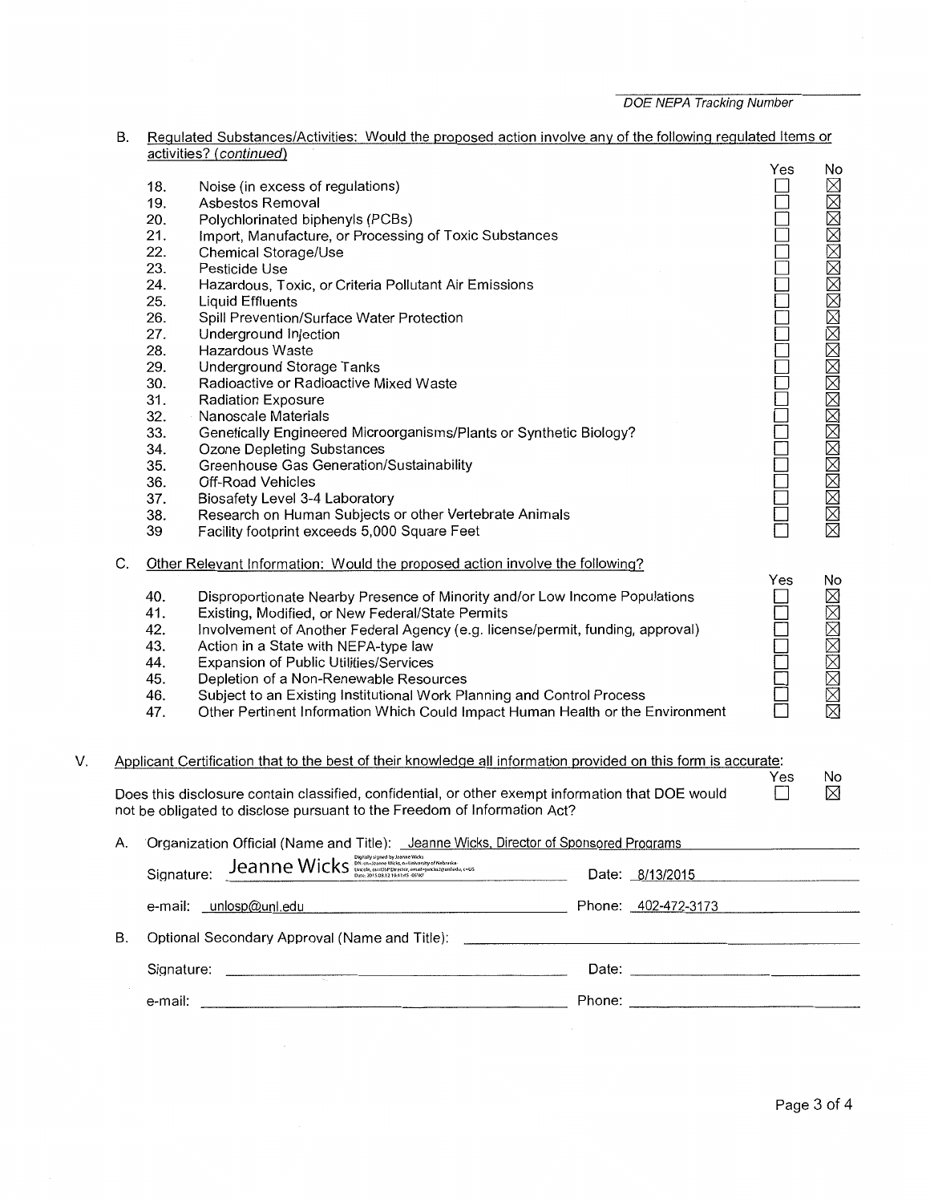DOE NEPA Tracking Number

B. Regulated Substances/Activities: Would the proposed action involve any of the following regulated Items or activities? *(continued)*

| | | Yes | No |
|---|---|---|---|
| 18. | Noise (in excess of regulations) | ☐ | ☒ |
| 19. | Asbestos Removal | ☐ | ☒ |
| 20. | Polychlorinated biphenyls (PCBs) | ☐ | ☒ |
| 21. | Import, Manufacture, or Processing of Toxic Substances | ☐ | ☒ |
| 22. | Chemical Storage/Use | ☐ | ☒ |
| 23. | Pesticide Use | ☐ | ☒ |
| 24. | Hazardous, Toxic, or Criteria Pollutant Air Emissions | ☐ | ☒ |
| 25. | Liquid Effluents | ☐ | ☒ |
| 26. | Spill Prevention/Surface Water Protection | ☐ | ☒ |
| 27. | Underground Injection | ☐ | ☒ |
| 28. | Hazardous Waste | ☐ | ☒ |
| 29. | Underground Storage Tanks | ☐ | ☒ |
| 30. | Radioactive or Radioactive Mixed Waste | ☐ | ☒ |
| 31. | Radiation Exposure | ☐ | ☒ |
| 32. | Nanoscale Materials | ☐ | ☒ |
| 33. | Genetically Engineered Microorganisms/Plants or Synthetic Biology? | ☐ | ☒ |
| 34. | Ozone Depleting Substances | ☐ | ☒ |
| 35. | Greenhouse Gas Generation/Sustainability | ☐ | ☒ |
| 36. | Off-Road Vehicles | ☐ | ☒ |
| 37. | Biosafety Level 3-4 Laboratory | ☐ | ☒ |
| 38. | Research on Human Subjects or other Vertebrate Animals | ☐ | ☒ |
| 39 | Facility footprint exceeds 5,000 Square Feet | ☐ | ☒ |

C. Other Relevant Information: Would the proposed action involve the following?

| | | Yes | No |
|---|---|---|---|
| 40. | Disproportionate Nearby Presence of Minority and/or Low Income Populations | ☐ | ☒ |
| 41. | Existing, Modified, or New Federal/State Permits | ☐ | ☒ |
| 42. | Involvement of Another Federal Agency (e.g. license/permit, funding, approval) | ☐ | ☒ |
| 43. | Action in a State with NEPA-type law | ☐ | ☒ |
| 44. | Expansion of Public Utilities/Services | ☐ | ☒ |
| 45. | Depletion of a Non-Renewable Resources | ☐ | ☒ |
| 46. | Subject to an Existing Institutional Work Planning and Control Process | ☐ | ☒ |
| 47. | Other Pertinent Information Which Could Impact Human Health or the Environment | ☐ | ☒ |

V. Applicant Certification that to the best of their knowledge all information provided on this form is accurate:

| | Yes | No |
|---|---|---|
| Does this disclosure contain classified, confidential, or other exempt information that DOE would not be obligated to disclose pursuant to the Freedom of Information Act? | ☐ | ☒ |

A. Organization Official (Name and Title): Jeanne Wicks, Director of Sponsored Programs

Signature: Jeanne Wicks (Digitally signed by Jeanne Wicks; DN: cn=Jeanne Wicks, o=University of Nebraska-Lincoln, ou=OSP Director, email=jwicks2@unl.edu, c=US; Date: 2015.08.12 19:41:45 -05'00') Date: 8/13/2015

e-mail: unlosp@unl.edu Phone: 402-472-3173

B. Optional Secondary Approval (Name and Title): ____________________

Signature: ____________________ Date: ____________________

e-mail: ____________________ Phone: ____________________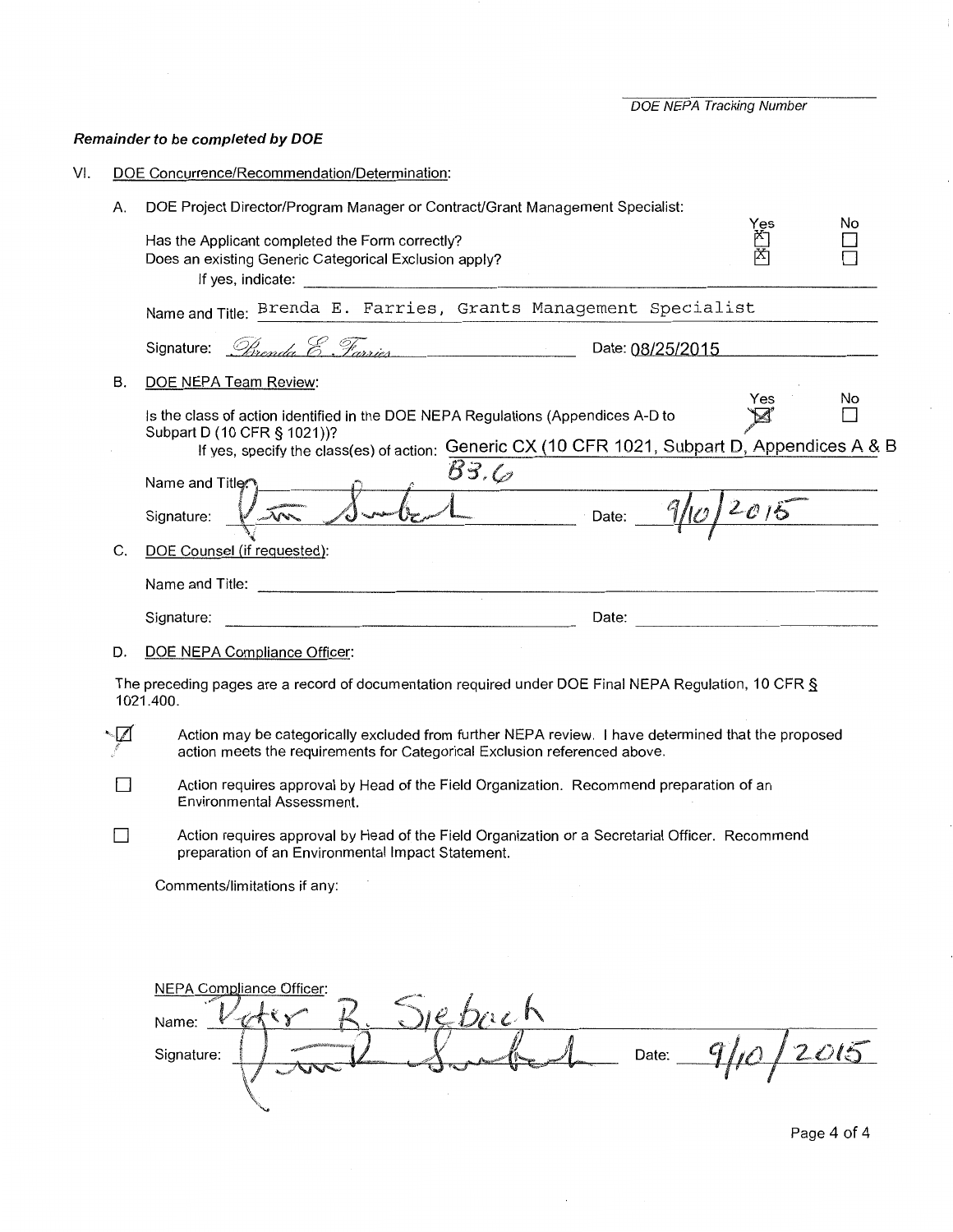DOE NEPA Tracking Number

***Remainder to be completed by DOE***

VI. DOE Concurrence/Recommendation/Determination:

A. DOE Project Director/Program Manager or Contract/Grant Management Specialist:

| | Yes | No |
|---|---|---|
| Has the Applicant completed the Form correctly? | ☒ | ☐ |
| Does an existing Generic Categorical Exclusion apply? | ☒ | ☐ |

If yes, indicate: ______________________

Name and Title: Brenda E. Farries, Grants Management Specialist

Signature: *Brenda E. Farries* Date: 08/25/2015

B. DOE NEPA Team Review:

| | Yes | No |
|---|---|---|
| Is the class of action identified in the DOE NEPA Regulations (Appendices A-D to Subpart D (10 CFR § 1021))? | ☒ | ☐ |

If yes, specify the class(es) of action: Generic CX (10 CFR 1021, Subpart D, Appendices A & B
B3.6

Name and Title: ______________________

Signature: [signature] Date: 9/10/2015

C. DOE Counsel (if requested):

Name and Title: ______________________

Signature: ______________________ Date: ______________________

D. DOE NEPA Compliance Officer:

The preceding pages are a record of documentation required under DOE Final NEPA Regulation, 10 CFR § 1021.400.

☒ Action may be categorically excluded from further NEPA review. I have determined that the proposed action meets the requirements for Categorical Exclusion referenced above.

☐ Action requires approval by Head of the Field Organization. Recommend preparation of an Environmental Assessment.

☐ Action requires approval by Head of the Field Organization or a Secretarial Officer. Recommend preparation of an Environmental Impact Statement.

Comments/limitations if any:

NEPA Compliance Officer:

Name: Peter R. Siebach

Signature: [signature] Date: 9/10/2015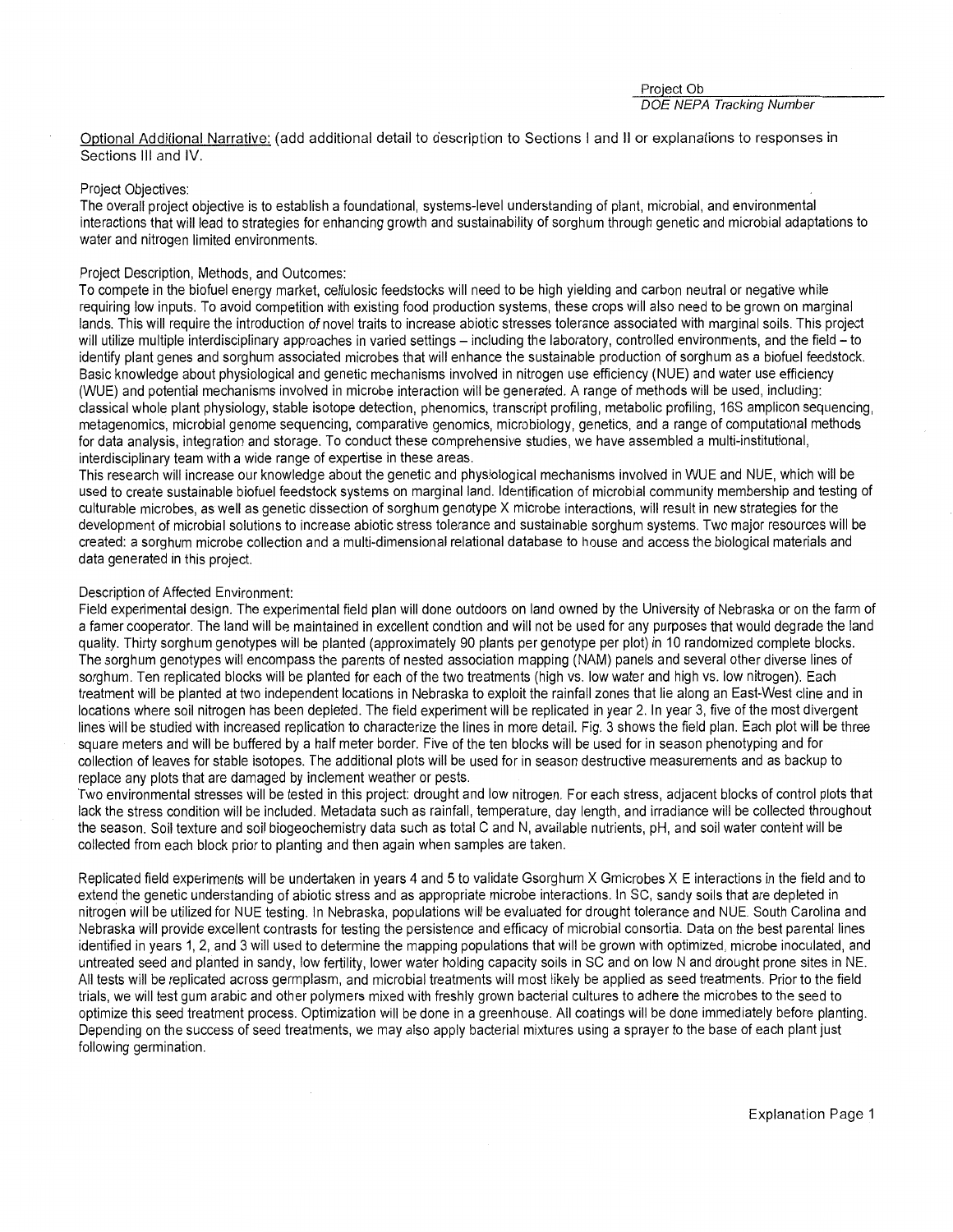Project Ob
*DOE NEPA Tracking Number*

Optional Additional Narrative: (add additional detail to description to Sections I and II or explanations to responses in Sections III and IV.

Project Objectives:
The overall project objective is to establish a foundational, systems-level understanding of plant, microbial, and environmental interactions that will lead to strategies for enhancing growth and sustainability of sorghum through genetic and microbial adaptations to water and nitrogen limited environments.

Project Description, Methods, and Outcomes:
To compete in the biofuel energy market, cellulosic feedstocks will need to be high yielding and carbon neutral or negative while requiring low inputs. To avoid competition with existing food production systems, these crops will also need to be grown on marginal lands. This will require the introduction of novel traits to increase abiotic stresses tolerance associated with marginal soils. This project will utilize multiple interdisciplinary approaches in varied settings – including the laboratory, controlled environments, and the field – to identify plant genes and sorghum associated microbes that will enhance the sustainable production of sorghum as a biofuel feedstock. Basic knowledge about physiological and genetic mechanisms involved in nitrogen use efficiency (NUE) and water use efficiency (WUE) and potential mechanisms involved in microbe interaction will be generated. A range of methods will be used, including: classical whole plant physiology, stable isotope detection, phenomics, transcript profiling, metabolic profiling, 16S amplicon sequencing, metagenomics, microbial genome sequencing, comparative genomics, microbiology, genetics, and a range of computational methods for data analysis, integration and storage. To conduct these comprehensive studies, we have assembled a multi-institutional, interdisciplinary team with a wide range of expertise in these areas.
This research will increase our knowledge about the genetic and physiological mechanisms involved in WUE and NUE, which will be used to create sustainable biofuel feedstock systems on marginal land. Identification of microbial community membership and testing of culturable microbes, as well as genetic dissection of sorghum genotype X microbe interactions, will result in new strategies for the development of microbial solutions to increase abiotic stress tolerance and sustainable sorghum systems. Two major resources will be created: a sorghum microbe collection and a multi-dimensional relational database to house and access the biological materials and data generated in this project.

Description of Affected Environment:
Field experimental design. The experimental field plan will done outdoors on land owned by the University of Nebraska or on the farm of a famer cooperator. The land will be maintained in excellent condtion and will not be used for any purposes that would degrade the land quality. Thirty sorghum genotypes will be planted (approximately 90 plants per genotype per plot) in 10 randomized complete blocks. The sorghum genotypes will encompass the parents of nested association mapping (NAM) panels and several other diverse lines of sorghum. Ten replicated blocks will be planted for each of the two treatments (high vs. low water and high vs. low nitrogen). Each treatment will be planted at two independent locations in Nebraska to exploit the rainfall zones that lie along an East-West cline and in locations where soil nitrogen has been depleted. The field experiment will be replicated in year 2. In year 3, five of the most divergent lines will be studied with increased replication to characterize the lines in more detail. Fig. 3 shows the field plan. Each plot will be three square meters and will be buffered by a half meter border. Five of the ten blocks will be used for in season phenotyping and for collection of leaves for stable isotopes. The additional plots will be used for in season destructive measurements and as backup to replace any plots that are damaged by inclement weather or pests.
Two environmental stresses will be tested in this project: drought and low nitrogen. For each stress, adjacent blocks of control plots that lack the stress condition will be included. Metadata such as rainfall, temperature, day length, and irradiance will be collected throughout the season. Soil texture and soil biogeochemistry data such as total C and N, available nutrients, pH, and soil water content will be collected from each block prior to planting and then again when samples are taken.

Replicated field experiments will be undertaken in years 4 and 5 to validate Gsorghum X Gmicrobes X E interactions in the field and to extend the genetic understanding of abiotic stress and as appropriate microbe interactions. In SC, sandy soils that are depleted in nitrogen will be utilized for NUE testing. In Nebraska, populations will be evaluated for drought tolerance and NUE. South Carolina and Nebraska will provide excellent contrasts for testing the persistence and efficacy of microbial consortia. Data on the best parental lines identified in years 1, 2, and 3 will used to determine the mapping populations that will be grown with optimized, microbe inoculated, and untreated seed and planted in sandy, low fertility, lower water holding capacity soils in SC and on low N and drought prone sites in NE. All tests will be replicated across germplasm, and microbial treatments will most likely be applied as seed treatments. Prior to the field trials, we will test gum arabic and other polymers mixed with freshly grown bacterial cultures to adhere the microbes to the seed to optimize this seed treatment process. Optimization will be done in a greenhouse. All coatings will be done immediately before planting. Depending on the success of seed treatments, we may also apply bacterial mixtures using a sprayer to the base of each plant just following germination.

Explanation Page 1